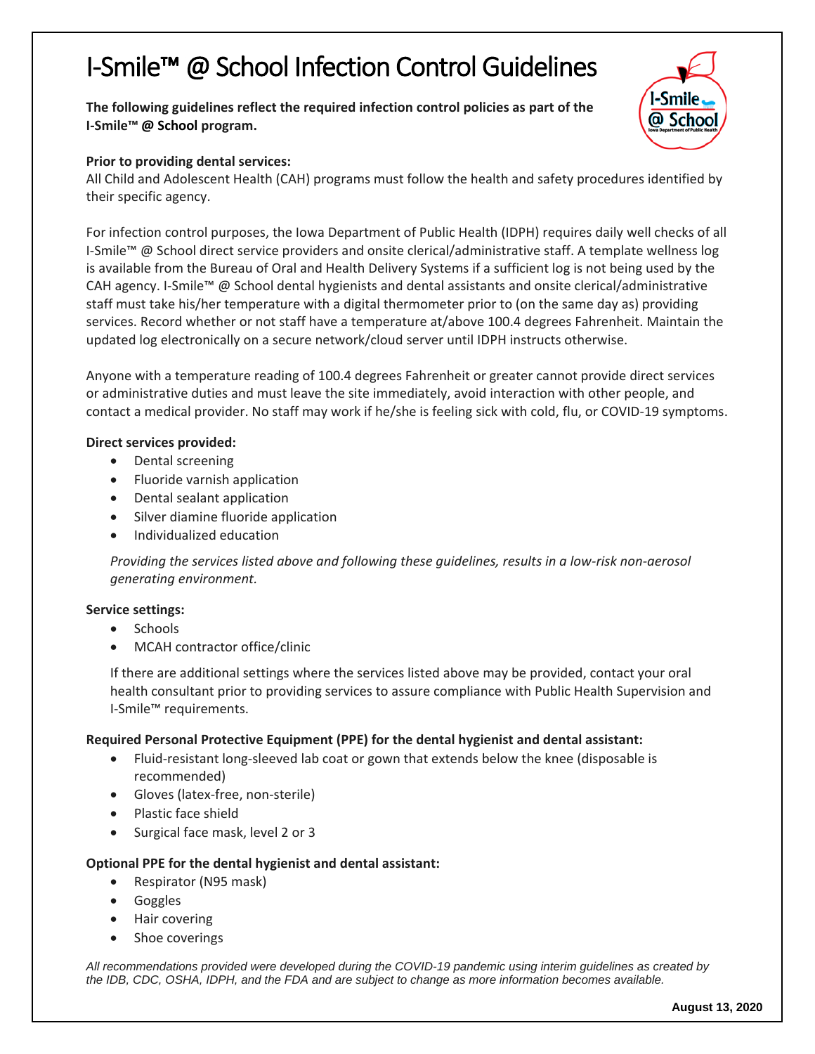# I-Smile™ @ School Infection Control Guidelines

**The following guidelines reflect the required infection control policies as part of the I-Smile™ @ School program.**

**Prior to providing dental services:**
All Child and Adolescent Health (CAH) programs must follow the health and safety procedures identified by their specific agency.

For infection control purposes, the Iowa Department of Public Health (IDPH) requires daily well checks of all I-Smile™ @ School direct service providers and onsite clerical/administrative staff. A template wellness log is available from the Bureau of Oral and Health Delivery Systems if a sufficient log is not being used by the CAH agency. I-Smile™ @ School dental hygienists and dental assistants and onsite clerical/administrative staff must take his/her temperature with a digital thermometer prior to (on the same day as) providing services. Record whether or not staff have a temperature at/above 100.4 degrees Fahrenheit. Maintain the updated log electronically on a secure network/cloud server until IDPH instructs otherwise.

Anyone with a temperature reading of 100.4 degrees Fahrenheit or greater cannot provide direct services or administrative duties and must leave the site immediately, avoid interaction with other people, and contact a medical provider. No staff may work if he/she is feeling sick with cold, flu, or COVID-19 symptoms.

**Direct services provided:**

- Dental screening
- Fluoride varnish application
- Dental sealant application
- Silver diamine fluoride application
- Individualized education

*Providing the services listed above and following these guidelines, results in a low-risk non-aerosol generating environment.*

**Service settings:**

- Schools
- MCAH contractor office/clinic

If there are additional settings where the services listed above may be provided, contact your oral health consultant prior to providing services to assure compliance with Public Health Supervision and I-Smile™ requirements.

**Required Personal Protective Equipment (PPE) for the dental hygienist and dental assistant:**

- Fluid-resistant long-sleeved lab coat or gown that extends below the knee (disposable is recommended)
- Gloves (latex-free, non-sterile)
- Plastic face shield
- Surgical face mask, level 2 or 3

**Optional PPE for the dental hygienist and dental assistant:**

- Respirator (N95 mask)
- Goggles
- Hair covering
- Shoe coverings

*All recommendations provided were developed during the COVID-19 pandemic using interim guidelines as created by the IDB, CDC, OSHA, IDPH, and the FDA and are subject to change as more information becomes available.*

**August 13, 2020**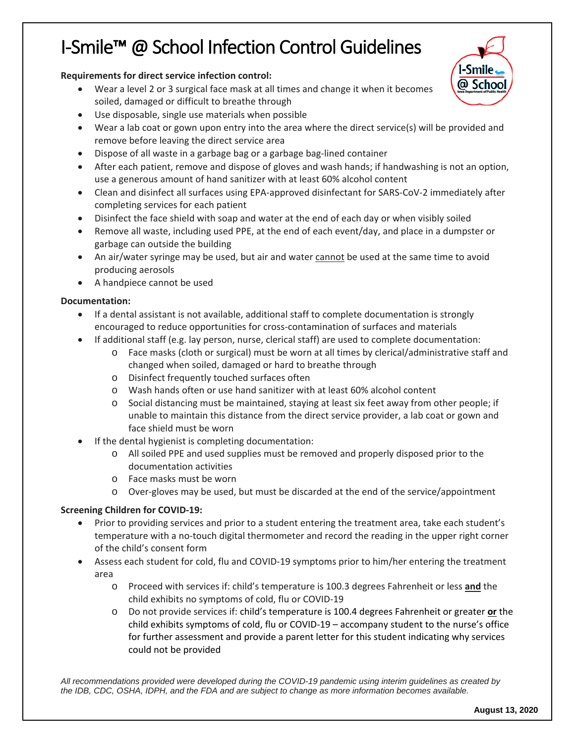# I-Smile™ @ School Infection Control Guidelines

**Requirements for direct service infection control:**

- Wear a level 2 or 3 surgical face mask at all times and change it when it becomes soiled, damaged or difficult to breathe through
- Use disposable, single use materials when possible
- Wear a lab coat or gown upon entry into the area where the direct service(s) will be provided and remove before leaving the direct service area
- Dispose of all waste in a garbage bag or a garbage bag-lined container
- After each patient, remove and dispose of gloves and wash hands; if handwashing is not an option, use a generous amount of hand sanitizer with at least 60% alcohol content
- Clean and disinfect all surfaces using EPA-approved disinfectant for SARS-CoV-2 immediately after completing services for each patient
- Disinfect the face shield with soap and water at the end of each day or when visibly soiled
- Remove all waste, including used PPE, at the end of each event/day, and place in a dumpster or garbage can outside the building
- An air/water syringe may be used, but air and water <u>cannot</u> be used at the same time to avoid producing aerosols
- A handpiece cannot be used

**Documentation:**

- If a dental assistant is not available, additional staff to complete documentation is strongly encouraged to reduce opportunities for cross-contamination of surfaces and materials
- If additional staff (e.g. lay person, nurse, clerical staff) are used to complete documentation:
  - Face masks (cloth or surgical) must be worn at all times by clerical/administrative staff and changed when soiled, damaged or hard to breathe through
  - Disinfect frequently touched surfaces often
  - Wash hands often or use hand sanitizer with at least 60% alcohol content
  - Social distancing must be maintained, staying at least six feet away from other people; if unable to maintain this distance from the direct service provider, a lab coat or gown and face shield must be worn
- If the dental hygienist is completing documentation:
  - All soiled PPE and used supplies must be removed and properly disposed prior to the documentation activities
  - Face masks must be worn
  - Over-gloves may be used, but must be discarded at the end of the service/appointment

**Screening Children for COVID-19:**

- Prior to providing services and prior to a student entering the treatment area, take each student's temperature with a no-touch digital thermometer and record the reading in the upper right corner of the child's consent form
- Assess each student for cold, flu and COVID-19 symptoms prior to him/her entering the treatment area
  - Proceed with services if: child's temperature is 100.3 degrees Fahrenheit or less **<u>and</u>** the child exhibits no symptoms of cold, flu or COVID-19
  - Do not provide services if: child's temperature is 100.4 degrees Fahrenheit or greater **<u>or</u>** the child exhibits symptoms of cold, flu or COVID-19 – accompany student to the nurse's office for further assessment and provide a parent letter for this student indicating why services could not be provided

*All recommendations provided were developed during the COVID-19 pandemic using interim guidelines as created by the IDB, CDC, OSHA, IDPH, and the FDA and are subject to change as more information becomes available.*

**August 13, 2020**